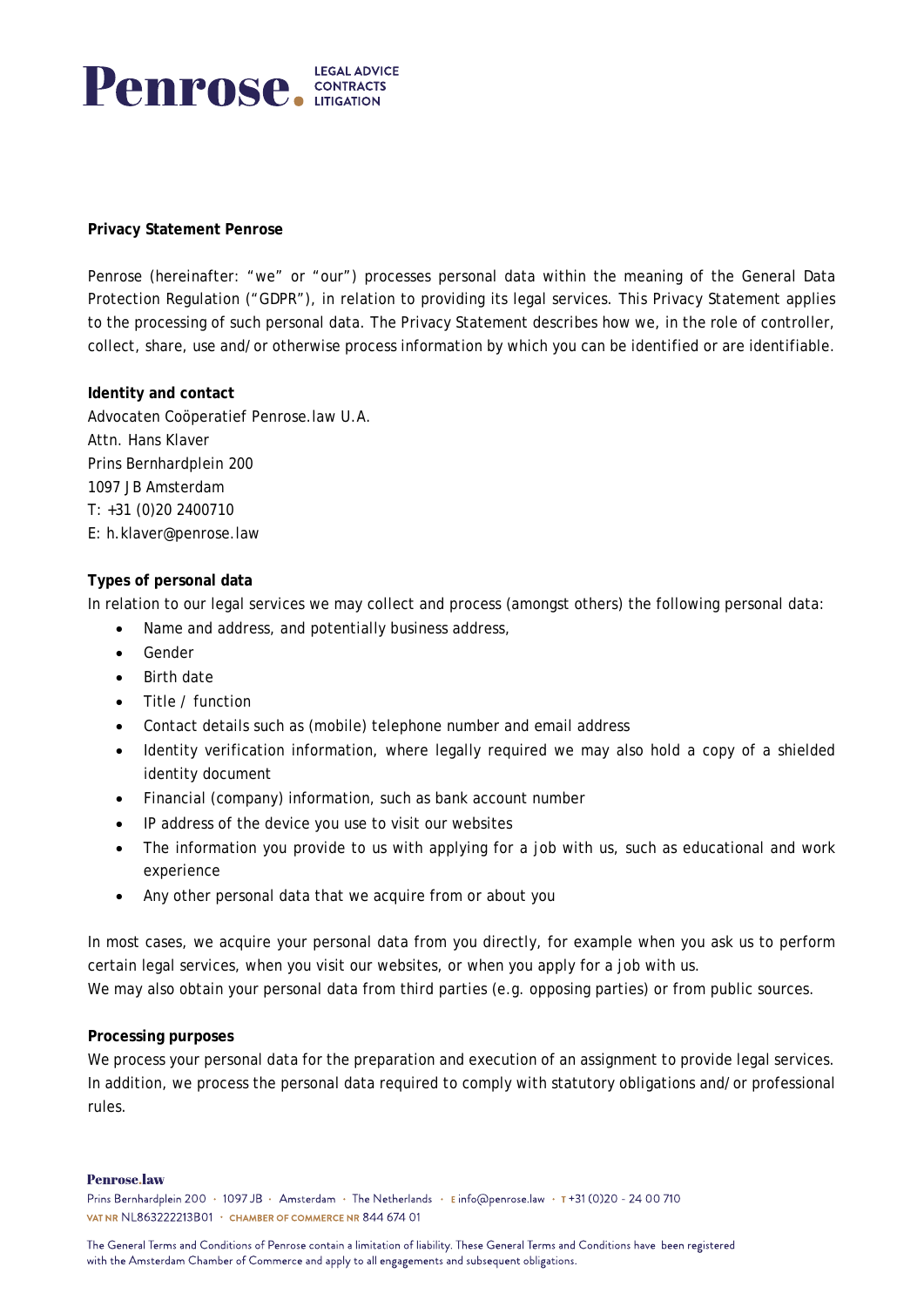**Privacy Statement Penrose**

Penrose (hereinafter: "we" or "our") processes personal data within the meaning of the General Data Protection Regulation ("GDPR"), in relation to providing its legal services. This Privacy Statement applies to the processing of such personal data. The Privacy Statement describes how we, in the role of controller, collect, share, use and/or otherwise process information by which you can be identified or are identifiable.

**Identity and contact**

Advocaten Coöperatief Penrose.law U.A.
Attn. Hans Klaver
Prins Bernhardplein 200
1097 JB Amsterdam
T: +31 (0)20 2400710
E: h.klaver@penrose.law

**Types of personal data**

In relation to our legal services we may collect and process (amongst others) the following personal data:

- Name and address, and potentially business address,
- Gender
- Birth date
- Title / function
- Contact details such as (mobile) telephone number and email address
- Identity verification information, where legally required we may also hold a copy of a shielded identity document
- Financial (company) information, such as bank account number
- IP address of the device you use to visit our websites
- The information you provide to us with applying for a job with us, such as educational and work experience
- Any other personal data that we acquire from or about you

In most cases, we acquire your personal data from you directly, for example when you ask us to perform certain legal services, when you visit our websites, or when you apply for a job with us.
We may also obtain your personal data from third parties (e.g. opposing parties) or from public sources.

**Processing purposes**

We process your personal data for the preparation and execution of an assignment to provide legal services. In addition, we process the personal data required to comply with statutory obligations and/or professional rules.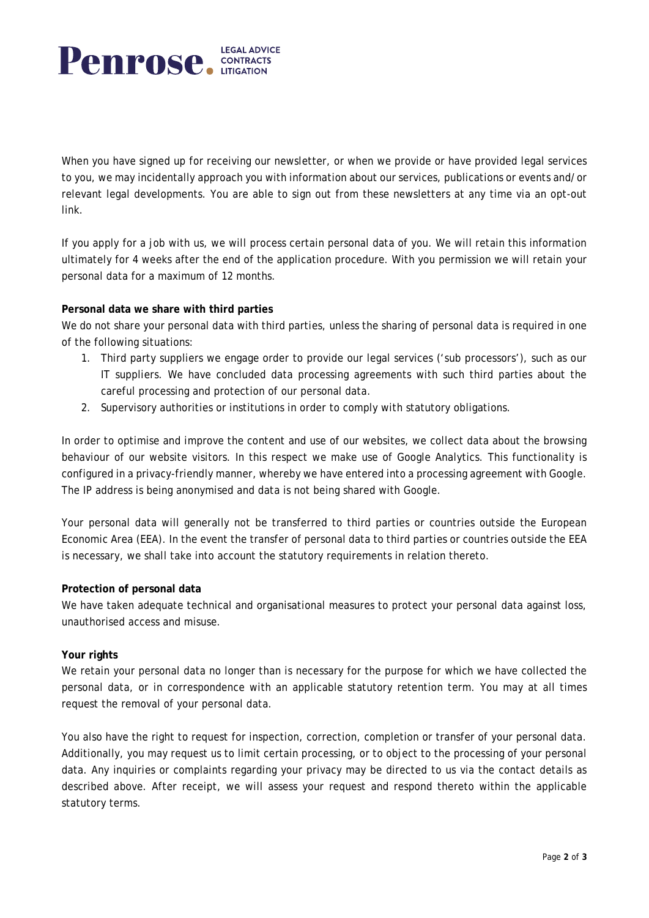When you have signed up for receiving our newsletter, or when we provide or have provided legal services to you, we may incidentally approach you with information about our services, publications or events and/or relevant legal developments. You are able to sign out from these newsletters at any time via an opt-out link.

If you apply for a job with us, we will process certain personal data of you. We will retain this information ultimately for 4 weeks after the end of the application procedure. With you permission we will retain your personal data for a maximum of 12 months.

**Personal data we share with third parties**

We do not share your personal data with third parties, unless the sharing of personal data is required in one of the following situations:

1. Third party suppliers we engage order to provide our legal services ('sub processors'), such as our IT suppliers. We have concluded data processing agreements with such third parties about the careful processing and protection of our personal data.
2. Supervisory authorities or institutions in order to comply with statutory obligations.

In order to optimise and improve the content and use of our websites, we collect data about the browsing behaviour of our website visitors. In this respect we make use of Google Analytics. This functionality is configured in a privacy-friendly manner, whereby we have entered into a processing agreement with Google. The IP address is being anonymised and data is not being shared with Google.

Your personal data will generally not be transferred to third parties or countries outside the European Economic Area (EEA). In the event the transfer of personal data to third parties or countries outside the EEA is necessary, we shall take into account the statutory requirements in relation thereto.

**Protection of personal data**

We have taken adequate technical and organisational measures to protect your personal data against loss, unauthorised access and misuse.

**Your rights**

We retain your personal data no longer than is necessary for the purpose for which we have collected the personal data, or in correspondence with an applicable statutory retention term. You may at all times request the removal of your personal data.

You also have the right to request for inspection, correction, completion or transfer of your personal data. Additionally, you may request us to limit certain processing, or to object to the processing of your personal data. Any inquiries or complaints regarding your privacy may be directed to us via the contact details as described above. After receipt, we will assess your request and respond thereto within the applicable statutory terms.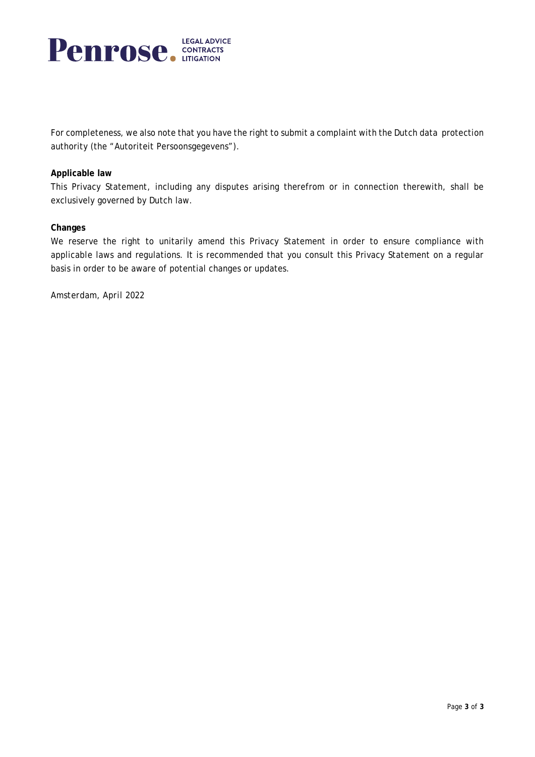For completeness, we also note that you have the right to submit a complaint with the Dutch data protection authority (the "Autoriteit Persoonsgegevens").

**Applicable law**

This Privacy Statement, including any disputes arising therefrom or in connection therewith, shall be exclusively governed by Dutch law.

**Changes**

We reserve the right to unitarily amend this Privacy Statement in order to ensure compliance with applicable laws and regulations. It is recommended that you consult this Privacy Statement on a regular basis in order to be aware of potential changes or updates.

Amsterdam, April 2022